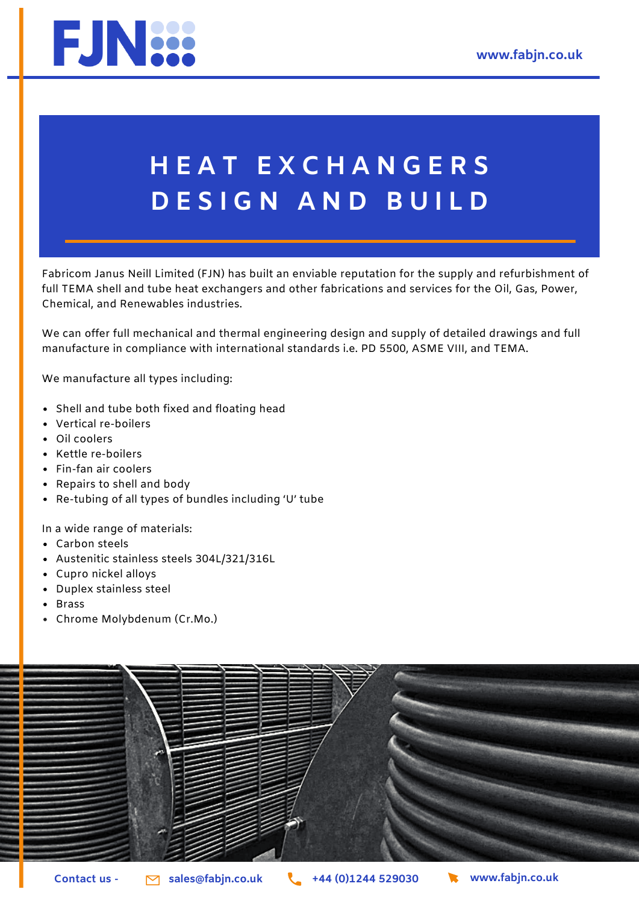FJN

www.fabjn.co.uk

# HEAT EXCHANGERS DESIGN AND BUILD

Fabricom Janus Neill Limited (FJN) has built an enviable reputation for the supply and refurbishment of full TEMA shell and tube heat exchangers and other fabrications and services for the Oil, Gas, Power, Chemical, and Renewables industries.

We can offer full mechanical and thermal engineering design and supply of detailed drawings and full manufacture in compliance with international standards i.e. PD 5500, ASME VIII, and TEMA.

We manufacture all types including:

- Shell and tube both fixed and floating head
- Vertical re-boilers
- Oil coolers
- Kettle re-boilers
- Fin-fan air coolers
- Repairs to shell and body
- Re-tubing of all types of bundles including 'U' tube

In a wide range of materials:

- Carbon steels
- Austenitic stainless steels 304L/321/316L
- Cupro nickel alloys
- Duplex stainless steel
- Brass
- Chrome Molybdenum (Cr.Mo.)

**Contact us -** sales@fabjn.co.uk +44 (0)1244 529030 www.fabjn.co.uk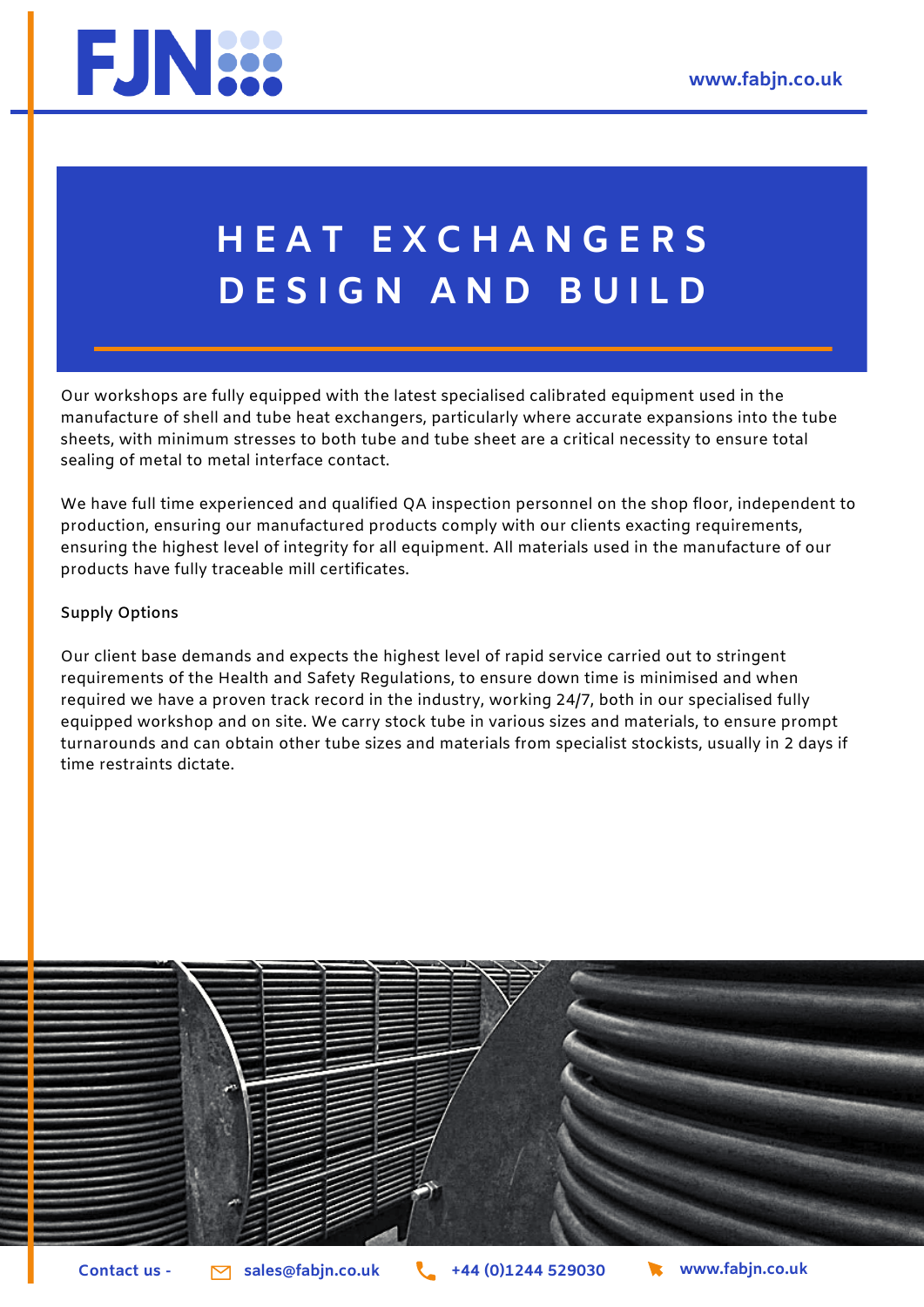# HEAT EXCHANGERS DESIGN AND BUILD

Our workshops are fully equipped with the latest specialised calibrated equipment used in the manufacture of shell and tube heat exchangers, particularly where accurate expansions into the tube sheets, with minimum stresses to both tube and tube sheet are a critical necessity to ensure total sealing of metal to metal interface contact.

We have full time experienced and qualified QA inspection personnel on the shop floor, independent to production, ensuring our manufactured products comply with our clients exacting requirements, ensuring the highest level of integrity for all equipment. All materials used in the manufacture of our products have fully traceable mill certificates.

Supply Options

Our client base demands and expects the highest level of rapid service carried out to stringent requirements of the Health and Safety Regulations, to ensure down time is minimised and when required we have a proven track record in the industry, working 24/7, both in our specialised fully equipped workshop and on site. We carry stock tube in various sizes and materials, to ensure prompt turnarounds and can obtain other tube sizes and materials from specialist stockists, usually in 2 days if time restraints dictate.

Contact us - sales@fabjn.co.uk +44 (0)1244 529030 www.fabjn.co.uk